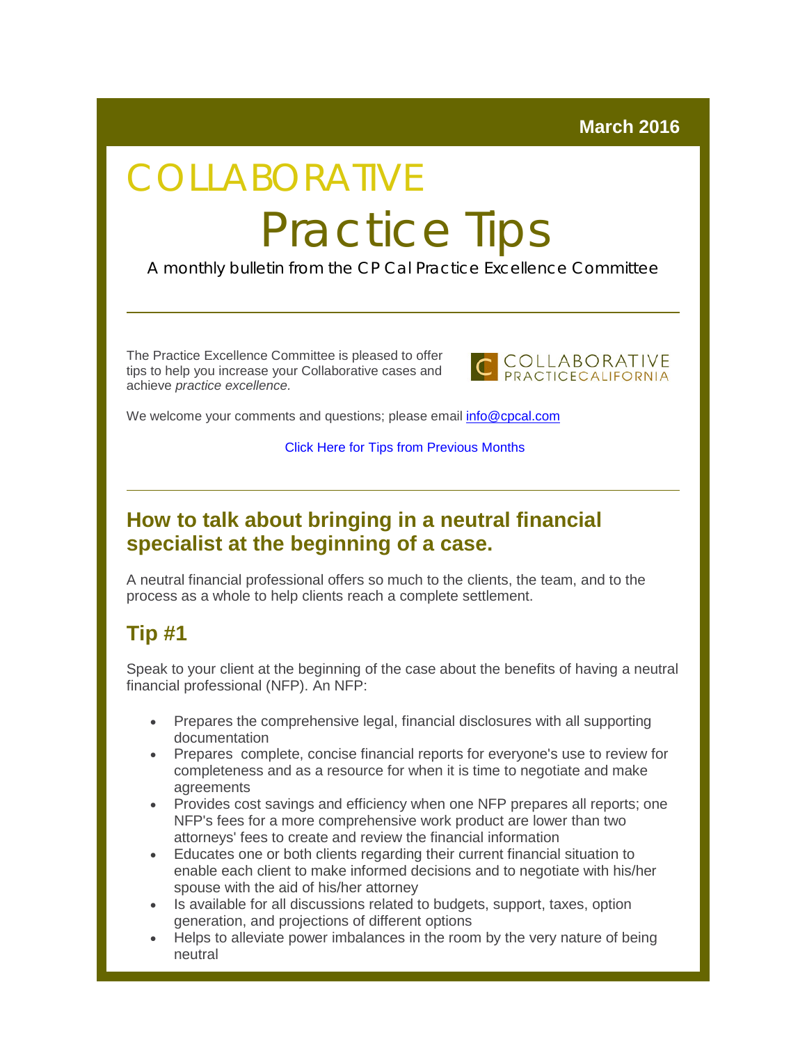March 2016

# COLLABORATIVE Practice Tips

A monthly bulletin from the CP Cal Practice Excellence Committee

---

The Practice Excellence Committee is pleased to offer tips to help you increase your Collaborative cases and achieve *practice excellence*.

COLLABORATIVE PRACTICECALIFORNIA

We welcome your comments and questions; please email info@cpcal.com

Click Here for Tips from Previous Months

---

## How to talk about bringing in a neutral financial specialist at the beginning of a case.

A neutral financial professional offers so much to the clients, the team, and to the process as a whole to help clients reach a complete settlement.

## Tip #1

Speak to your client at the beginning of the case about the benefits of having a neutral financial professional (NFP). An NFP:

- Prepares the comprehensive legal, financial disclosures with all supporting documentation
- Prepares complete, concise financial reports for everyone's use to review for completeness and as a resource for when it is time to negotiate and make agreements
- Provides cost savings and efficiency when one NFP prepares all reports; one NFP's fees for a more comprehensive work product are lower than two attorneys' fees to create and review the financial information
- Educates one or both clients regarding their current financial situation to enable each client to make informed decisions and to negotiate with his/her spouse with the aid of his/her attorney
- Is available for all discussions related to budgets, support, taxes, option generation, and projections of different options
- Helps to alleviate power imbalances in the room by the very nature of being neutral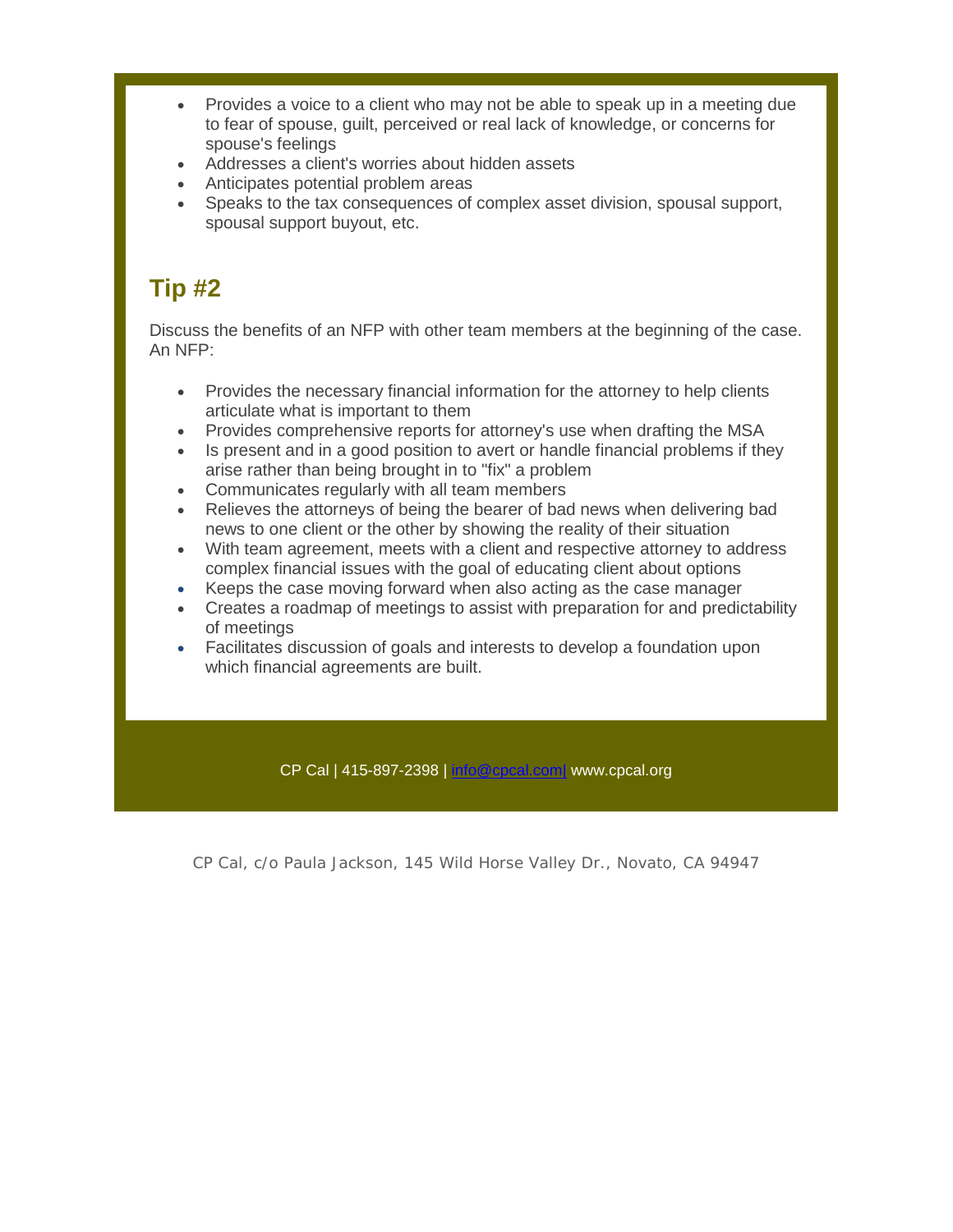- Provides a voice to a client who may not be able to speak up in a meeting due to fear of spouse, guilt, perceived or real lack of knowledge, or concerns for spouse's feelings
- Addresses a client's worries about hidden assets
- Anticipates potential problem areas
- Speaks to the tax consequences of complex asset division, spousal support, spousal support buyout, etc.

## Tip #2

Discuss the benefits of an NFP with other team members at the beginning of the case. An NFP:

- Provides the necessary financial information for the attorney to help clients articulate what is important to them
- Provides comprehensive reports for attorney's use when drafting the MSA
- Is present and in a good position to avert or handle financial problems if they arise rather than being brought in to "fix" a problem
- Communicates regularly with all team members
- Relieves the attorneys of being the bearer of bad news when delivering bad news to one client or the other by showing the reality of their situation
- With team agreement, meets with a client and respective attorney to address complex financial issues with the goal of educating client about options
- Keeps the case moving forward when also acting as the case manager
- Creates a roadmap of meetings to assist with preparation for and predictability of meetings
- Facilitates discussion of goals and interests to develop a foundation upon which financial agreements are built.

CP Cal | 415-897-2398 | info@cpcal.com| www.cpcal.org

CP Cal, c/o Paula Jackson, 145 Wild Horse Valley Dr., Novato, CA 94947